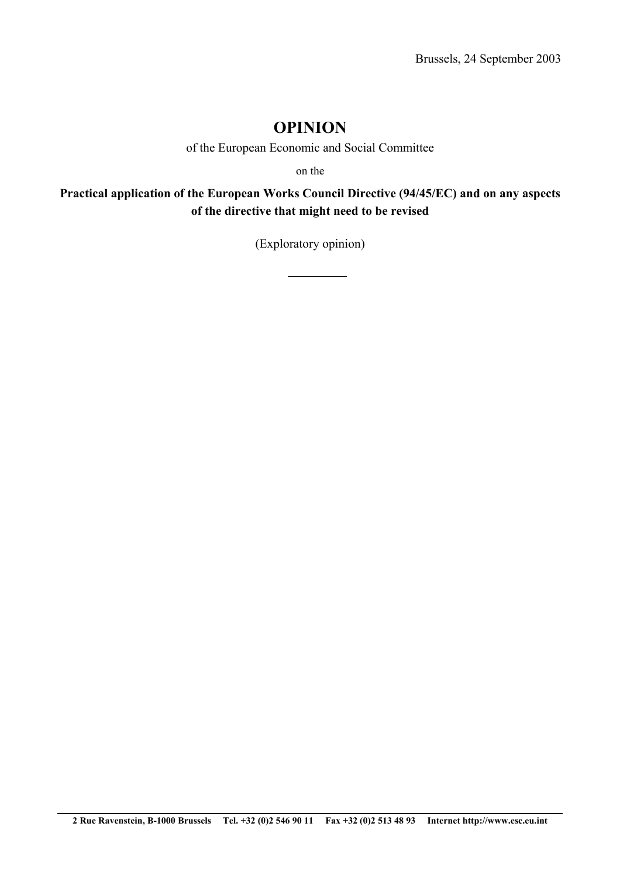Brussels, 24 September 2003

# OPINION

of the European Economic and Social Committee

on the

**Practical application of the European Works Council Directive (94/45/EC) and on any aspects of the directive that might need to be revised**

(Exploratory opinion)

---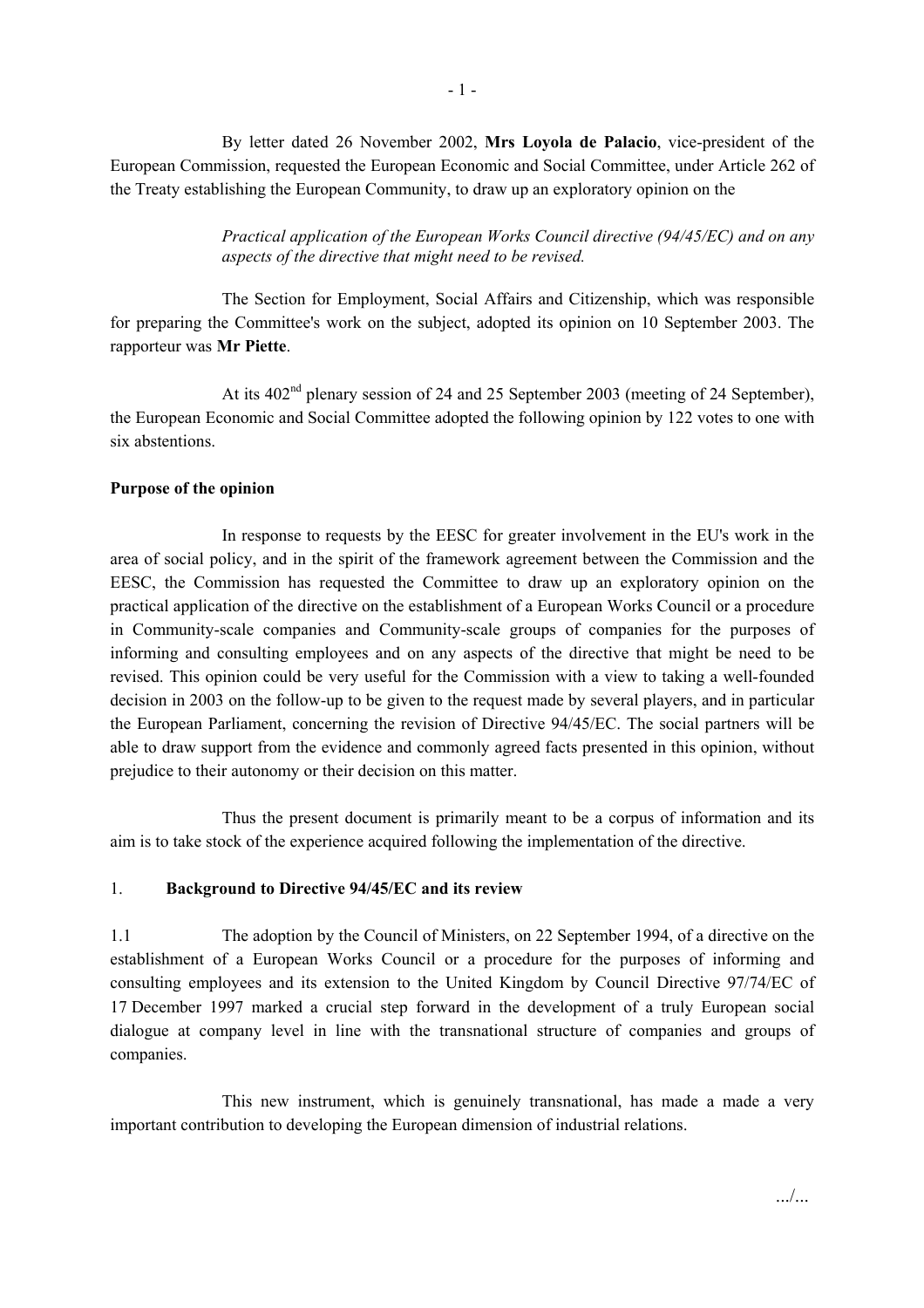By letter dated 26 November 2002, **Mrs Loyola de Palacio**, vice-president of the European Commission, requested the European Economic and Social Committee, under Article 262 of the Treaty establishing the European Community, to draw up an exploratory opinion on the

*Practical application of the European Works Council directive (94/45/EC) and on any aspects of the directive that might need to be revised.*

The Section for Employment, Social Affairs and Citizenship, which was responsible for preparing the Committee's work on the subject, adopted its opinion on 10 September 2003. The rapporteur was **Mr Piette**.

At its 402nd plenary session of 24 and 25 September 2003 (meeting of 24 September), the European Economic and Social Committee adopted the following opinion by 122 votes to one with six abstentions.

**Purpose of the opinion**

In response to requests by the EESC for greater involvement in the EU's work in the area of social policy, and in the spirit of the framework agreement between the Commission and the EESC, the Commission has requested the Committee to draw up an exploratory opinion on the practical application of the directive on the establishment of a European Works Council or a procedure in Community-scale companies and Community-scale groups of companies for the purposes of informing and consulting employees and on any aspects of the directive that might be need to be revised. This opinion could be very useful for the Commission with a view to taking a well-founded decision in 2003 on the follow-up to be given to the request made by several players, and in particular the European Parliament, concerning the revision of Directive 94/45/EC. The social partners will be able to draw support from the evidence and commonly agreed facts presented in this opinion, without prejudice to their autonomy or their decision on this matter.

Thus the present document is primarily meant to be a corpus of information and its aim is to take stock of the experience acquired following the implementation of the directive.

## 1. Background to Directive 94/45/EC and its review

1.1 The adoption by the Council of Ministers, on 22 September 1994, of a directive on the establishment of a European Works Council or a procedure for the purposes of informing and consulting employees and its extension to the United Kingdom by Council Directive 97/74/EC of 17 December 1997 marked a crucial step forward in the development of a truly European social dialogue at company level in line with the transnational structure of companies and groups of companies.

This new instrument, which is genuinely transnational, has made a made a very important contribution to developing the European dimension of industrial relations.

.../...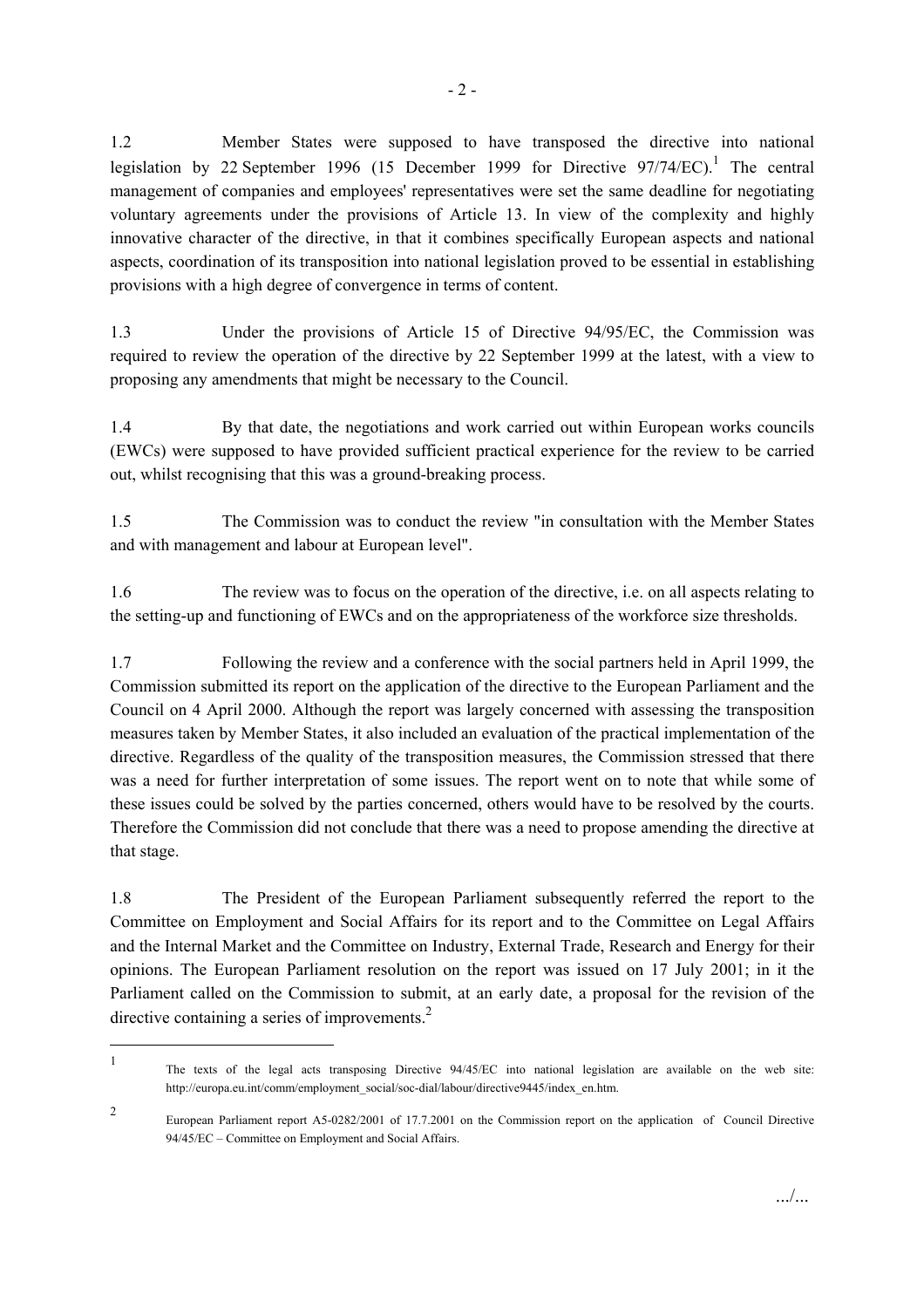1.2 Member States were supposed to have transposed the directive into national legislation by 22 September 1996 (15 December 1999 for Directive 97/74/EC).[1] The central management of companies and employees' representatives were set the same deadline for negotiating voluntary agreements under the provisions of Article 13. In view of the complexity and highly innovative character of the directive, in that it combines specifically European aspects and national aspects, coordination of its transposition into national legislation proved to be essential in establishing provisions with a high degree of convergence in terms of content.

1.3 Under the provisions of Article 15 of Directive 94/95/EC, the Commission was required to review the operation of the directive by 22 September 1999 at the latest, with a view to proposing any amendments that might be necessary to the Council.

1.4 By that date, the negotiations and work carried out within European works councils (EWCs) were supposed to have provided sufficient practical experience for the review to be carried out, whilst recognising that this was a ground-breaking process.

1.5 The Commission was to conduct the review "in consultation with the Member States and with management and labour at European level".

1.6 The review was to focus on the operation of the directive, i.e. on all aspects relating to the setting-up and functioning of EWCs and on the appropriateness of the workforce size thresholds.

1.7 Following the review and a conference with the social partners held in April 1999, the Commission submitted its report on the application of the directive to the European Parliament and the Council on 4 April 2000. Although the report was largely concerned with assessing the transposition measures taken by Member States, it also included an evaluation of the practical implementation of the directive. Regardless of the quality of the transposition measures, the Commission stressed that there was a need for further interpretation of some issues. The report went on to note that while some of these issues could be solved by the parties concerned, others would have to be resolved by the courts. Therefore the Commission did not conclude that there was a need to propose amending the directive at that stage.

1.8 The President of the European Parliament subsequently referred the report to the Committee on Employment and Social Affairs for its report and to the Committee on Legal Affairs and the Internal Market and the Committee on Industry, External Trade, Research and Energy for their opinions. The European Parliament resolution on the report was issued on 17 July 2001; in it the Parliament called on the Commission to submit, at an early date, a proposal for the revision of the directive containing a series of improvements.[2]

---

[1] The texts of the legal acts transposing Directive 94/45/EC into national legislation are available on the web site: http://europa.eu.int/comm/employment_social/soc-dial/labour/directive9445/index_en.htm.

[2] European Parliament report A5-0282/2001 of 17.7.2001 on the Commission report on the application of Council Directive 94/45/EC – Committee on Employment and Social Affairs.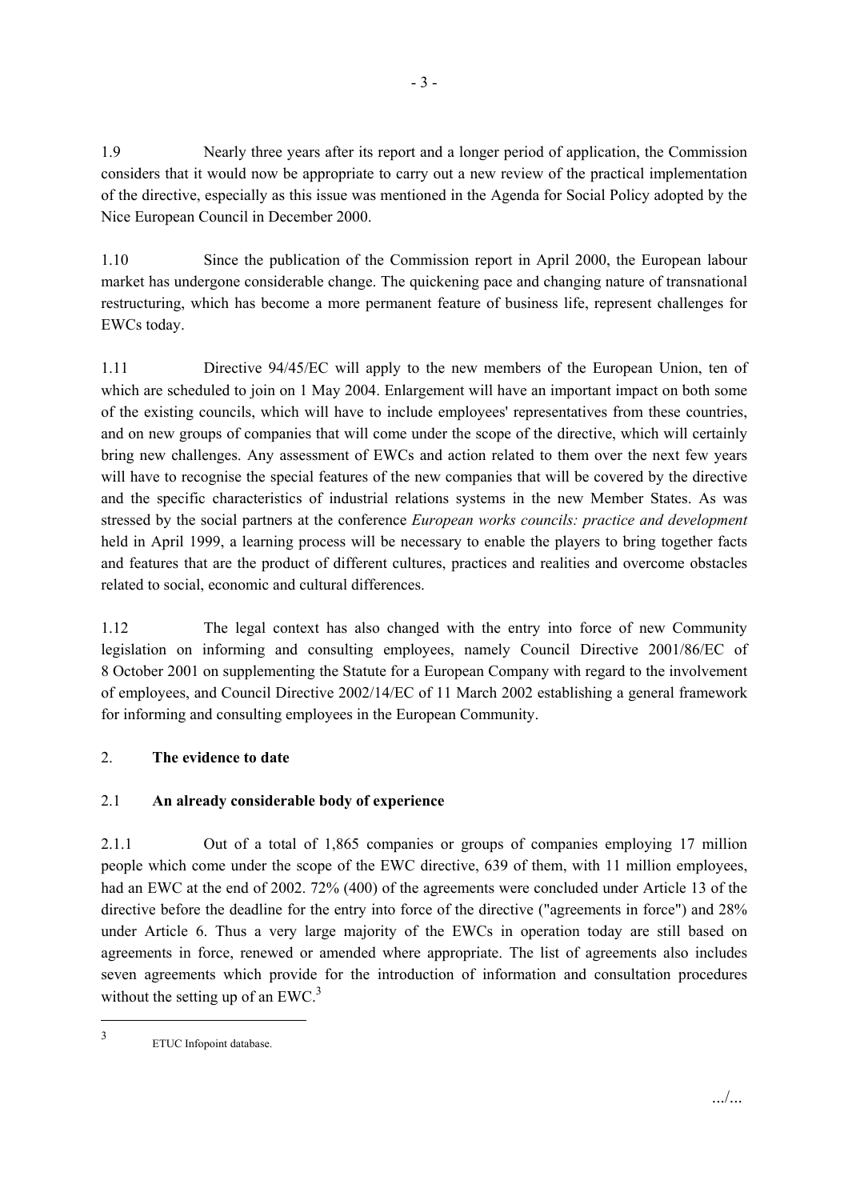1.9 Nearly three years after its report and a longer period of application, the Commission considers that it would now be appropriate to carry out a new review of the practical implementation of the directive, especially as this issue was mentioned in the Agenda for Social Policy adopted by the Nice European Council in December 2000.

1.10 Since the publication of the Commission report in April 2000, the European labour market has undergone considerable change. The quickening pace and changing nature of transnational restructuring, which has become a more permanent feature of business life, represent challenges for EWCs today.

1.11 Directive 94/45/EC will apply to the new members of the European Union, ten of which are scheduled to join on 1 May 2004. Enlargement will have an important impact on both some of the existing councils, which will have to include employees' representatives from these countries, and on new groups of companies that will come under the scope of the directive, which will certainly bring new challenges. Any assessment of EWCs and action related to them over the next few years will have to recognise the special features of the new companies that will be covered by the directive and the specific characteristics of industrial relations systems in the new Member States. As was stressed by the social partners at the conference *European works councils: practice and development* held in April 1999, a learning process will be necessary to enable the players to bring together facts and features that are the product of different cultures, practices and realities and overcome obstacles related to social, economic and cultural differences.

1.12 The legal context has also changed with the entry into force of new Community legislation on informing and consulting employees, namely Council Directive 2001/86/EC of 8 October 2001 on supplementing the Statute for a European Company with regard to the involvement of employees, and Council Directive 2002/14/EC of 11 March 2002 establishing a general framework for informing and consulting employees in the European Community.

## 2. **The evidence to date**

### 2.1 **An already considerable body of experience**

2.1.1 Out of a total of 1,865 companies or groups of companies employing 17 million people which come under the scope of the EWC directive, 639 of them, with 11 million employees, had an EWC at the end of 2002. 72% (400) of the agreements were concluded under Article 13 of the directive before the deadline for the entry into force of the directive ("agreements in force") and 28% under Article 6. Thus a very large majority of the EWCs in operation today are still based on agreements in force, renewed or amended where appropriate. The list of agreements also includes seven agreements which provide for the introduction of information and consultation procedures without the setting up of an EWC.[3]

[3] ETUC Infopoint database.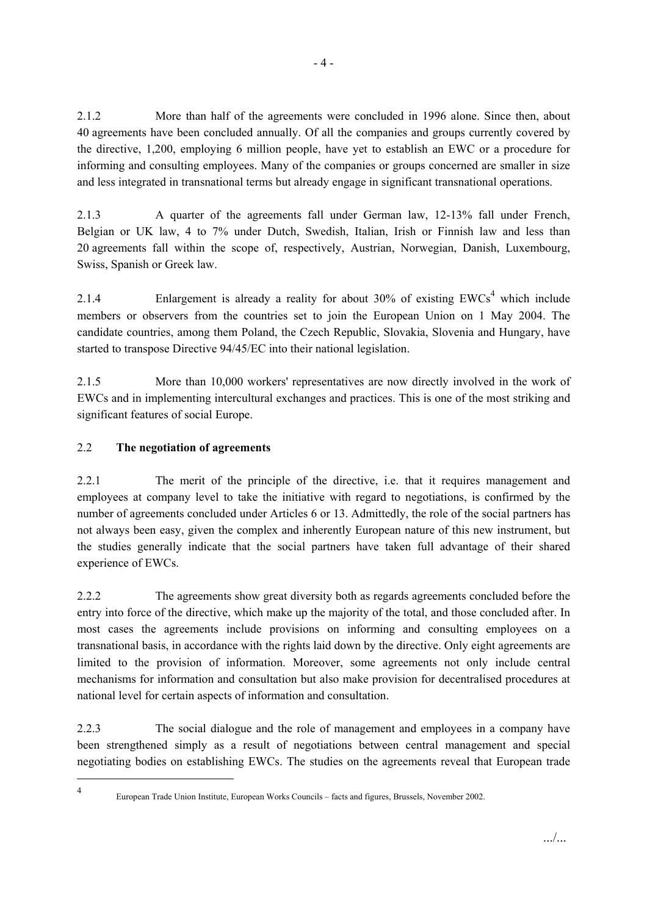2.1.2 More than half of the agreements were concluded in 1996 alone. Since then, about 40 agreements have been concluded annually. Of all the companies and groups currently covered by the directive, 1,200, employing 6 million people, have yet to establish an EWC or a procedure for informing and consulting employees. Many of the companies or groups concerned are smaller in size and less integrated in transnational terms but already engage in significant transnational operations.

2.1.3 A quarter of the agreements fall under German law, 12-13% fall under French, Belgian or UK law, 4 to 7% under Dutch, Swedish, Italian, Irish or Finnish law and less than 20 agreements fall within the scope of, respectively, Austrian, Norwegian, Danish, Luxembourg, Swiss, Spanish or Greek law.

2.1.4 Enlargement is already a reality for about 30% of existing EWCs[4] which include members or observers from the countries set to join the European Union on 1 May 2004. The candidate countries, among them Poland, the Czech Republic, Slovakia, Slovenia and Hungary, have started to transpose Directive 94/45/EC into their national legislation.

2.1.5 More than 10,000 workers' representatives are now directly involved in the work of EWCs and in implementing intercultural exchanges and practices. This is one of the most striking and significant features of social Europe.

### 2.2 **The negotiation of agreements**

2.2.1 The merit of the principle of the directive, i.e. that it requires management and employees at company level to take the initiative with regard to negotiations, is confirmed by the number of agreements concluded under Articles 6 or 13. Admittedly, the role of the social partners has not always been easy, given the complex and inherently European nature of this new instrument, but the studies generally indicate that the social partners have taken full advantage of their shared experience of EWCs.

2.2.2 The agreements show great diversity both as regards agreements concluded before the entry into force of the directive, which make up the majority of the total, and those concluded after. In most cases the agreements include provisions on informing and consulting employees on a transnational basis, in accordance with the rights laid down by the directive. Only eight agreements are limited to the provision of information. Moreover, some agreements not only include central mechanisms for information and consultation but also make provision for decentralised procedures at national level for certain aspects of information and consultation.

2.2.3 The social dialogue and the role of management and employees in a company have been strengthened simply as a result of negotiations between central management and special negotiating bodies on establishing EWCs. The studies on the agreements reveal that European trade

[4] European Trade Union Institute, European Works Councils – facts and figures, Brussels, November 2002.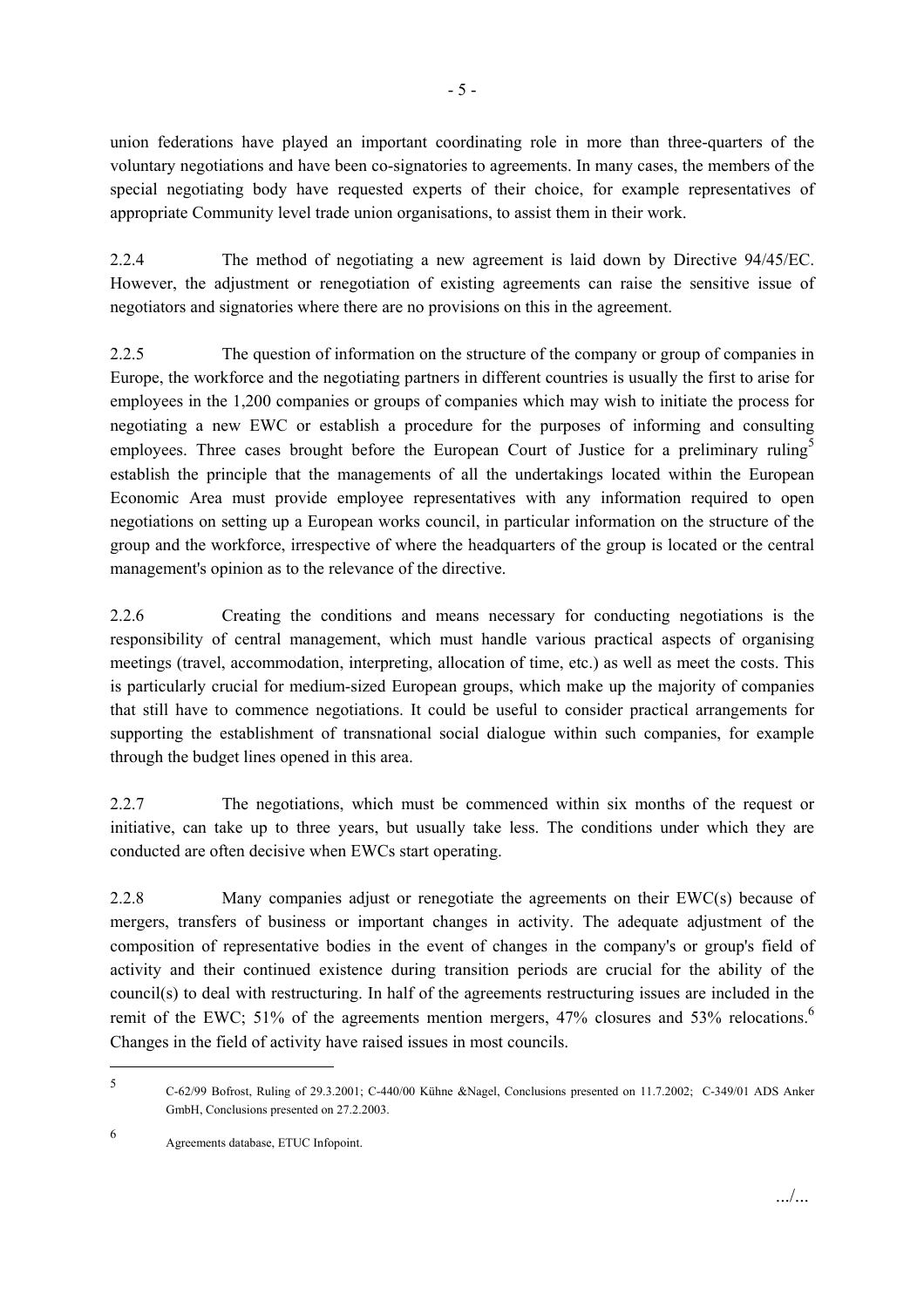union federations have played an important coordinating role in more than three-quarters of the voluntary negotiations and have been co-signatories to agreements. In many cases, the members of the special negotiating body have requested experts of their choice, for example representatives of appropriate Community level trade union organisations, to assist them in their work.

2.2.4 The method of negotiating a new agreement is laid down by Directive 94/45/EC. However, the adjustment or renegotiation of existing agreements can raise the sensitive issue of negotiators and signatories where there are no provisions on this in the agreement.

2.2.5 The question of information on the structure of the company or group of companies in Europe, the workforce and the negotiating partners in different countries is usually the first to arise for employees in the 1,200 companies or groups of companies which may wish to initiate the process for negotiating a new EWC or establish a procedure for the purposes of informing and consulting employees. Three cases brought before the European Court of Justice for a preliminary ruling[5] establish the principle that the managements of all the undertakings located within the European Economic Area must provide employee representatives with any information required to open negotiations on setting up a European works council, in particular information on the structure of the group and the workforce, irrespective of where the headquarters of the group is located or the central management's opinion as to the relevance of the directive.

2.2.6 Creating the conditions and means necessary for conducting negotiations is the responsibility of central management, which must handle various practical aspects of organising meetings (travel, accommodation, interpreting, allocation of time, etc.) as well as meet the costs. This is particularly crucial for medium-sized European groups, which make up the majority of companies that still have to commence negotiations. It could be useful to consider practical arrangements for supporting the establishment of transnational social dialogue within such companies, for example through the budget lines opened in this area.

2.2.7 The negotiations, which must be commenced within six months of the request or initiative, can take up to three years, but usually take less. The conditions under which they are conducted are often decisive when EWCs start operating.

2.2.8 Many companies adjust or renegotiate the agreements on their EWC(s) because of mergers, transfers of business or important changes in activity. The adequate adjustment of the composition of representative bodies in the event of changes in the company's or group's field of activity and their continued existence during transition periods are crucial for the ability of the council(s) to deal with restructuring. In half of the agreements restructuring issues are included in the remit of the EWC; 51% of the agreements mention mergers, 47% closures and 53% relocations.[6] Changes in the field of activity have raised issues in most councils.

---

[5] C-62/99 Bofrost, Ruling of 29.3.2001; C-440/00 Kühne &Nagel, Conclusions presented on 11.7.2002; C-349/01 ADS Anker GmbH, Conclusions presented on 27.2.2003.

[6] Agreements database, ETUC Infopoint.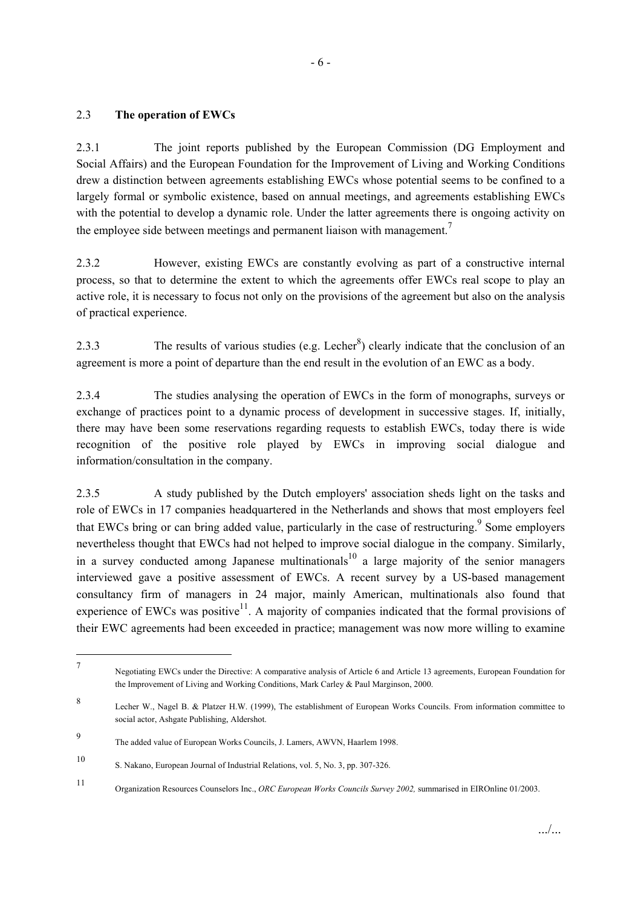## 2.3 **The operation of EWCs**

2.3.1 The joint reports published by the European Commission (DG Employment and Social Affairs) and the European Foundation for the Improvement of Living and Working Conditions drew a distinction between agreements establishing EWCs whose potential seems to be confined to a largely formal or symbolic existence, based on annual meetings, and agreements establishing EWCs with the potential to develop a dynamic role. Under the latter agreements there is ongoing activity on the employee side between meetings and permanent liaison with management.[7]

2.3.2 However, existing EWCs are constantly evolving as part of a constructive internal process, so that to determine the extent to which the agreements offer EWCs real scope to play an active role, it is necessary to focus not only on the provisions of the agreement but also on the analysis of practical experience.

2.3.3 The results of various studies (e.g. Lecher[8]) clearly indicate that the conclusion of an agreement is more a point of departure than the end result in the evolution of an EWC as a body.

2.3.4 The studies analysing the operation of EWCs in the form of monographs, surveys or exchange of practices point to a dynamic process of development in successive stages. If, initially, there may have been some reservations regarding requests to establish EWCs, today there is wide recognition of the positive role played by EWCs in improving social dialogue and information/consultation in the company.

2.3.5 A study published by the Dutch employers' association sheds light on the tasks and role of EWCs in 17 companies headquartered in the Netherlands and shows that most employers feel that EWCs bring or can bring added value, particularly in the case of restructuring.[9] Some employers nevertheless thought that EWCs had not helped to improve social dialogue in the company. Similarly, in a survey conducted among Japanese multinationals[10] a large majority of the senior managers interviewed gave a positive assessment of EWCs. A recent survey by a US-based management consultancy firm of managers in 24 major, mainly American, multinationals also found that experience of EWCs was positive[11]. A majority of companies indicated that the formal provisions of their EWC agreements had been exceeded in practice; management was now more willing to examine

---

[7] Negotiating EWCs under the Directive: A comparative analysis of Article 6 and Article 13 agreements, European Foundation for the Improvement of Living and Working Conditions, Mark Carley & Paul Marginson, 2000.

[8] Lecher W., Nagel B. & Platzer H.W. (1999), The establishment of European Works Councils. From information committee to social actor, Ashgate Publishing, Aldershot.

[9] The added value of European Works Councils, J. Lamers, AWVN, Haarlem 1998.

[10] S. Nakano, European Journal of Industrial Relations, vol. 5, No. 3, pp. 307-326.

[11] Organization Resources Counselors Inc., *ORC European Works Councils Survey 2002,* summarised in EIROnline 01/2003.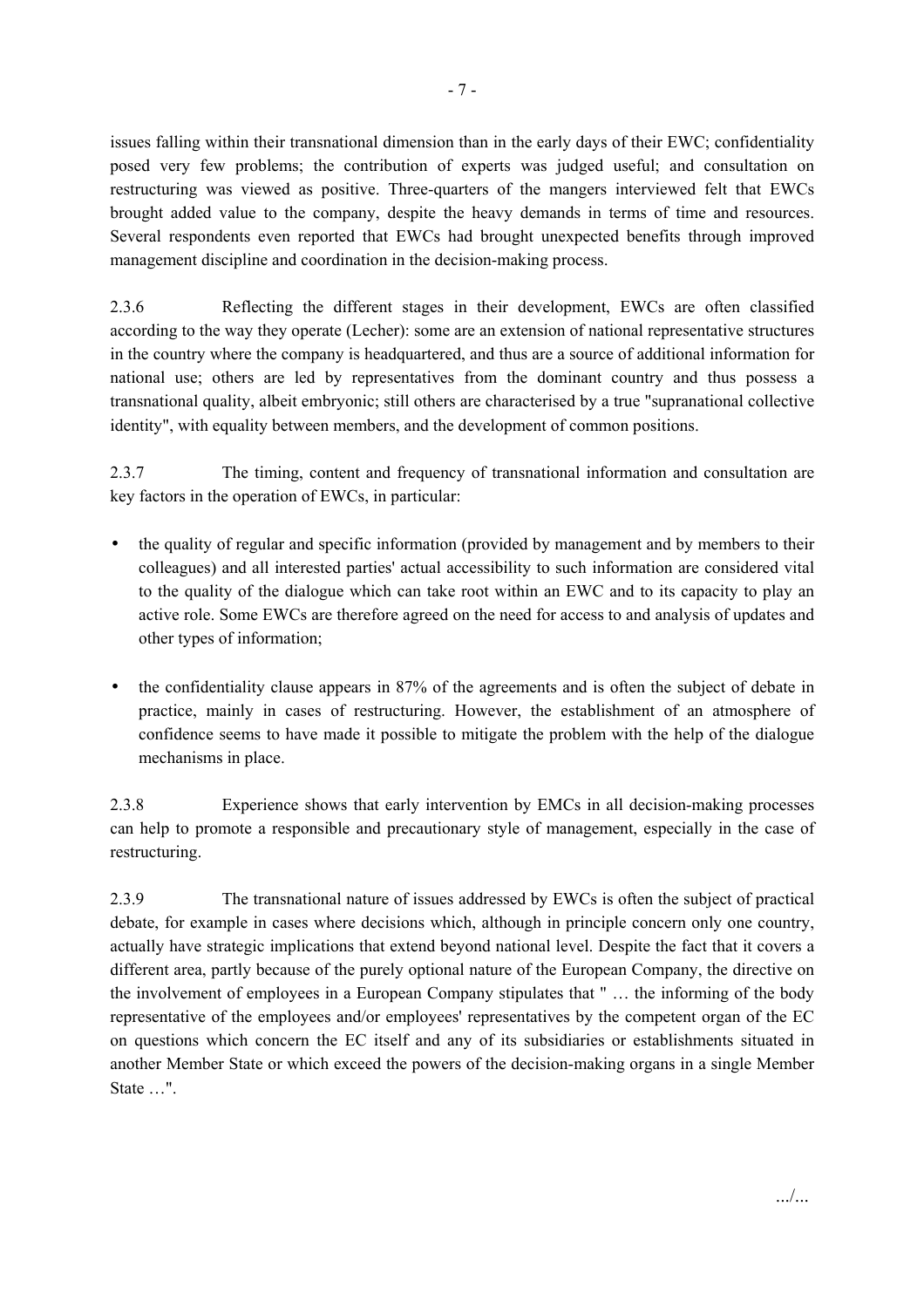issues falling within their transnational dimension than in the early days of their EWC; confidentiality posed very few problems; the contribution of experts was judged useful; and consultation on restructuring was viewed as positive. Three-quarters of the mangers interviewed felt that EWCs brought added value to the company, despite the heavy demands in terms of time and resources. Several respondents even reported that EWCs had brought unexpected benefits through improved management discipline and coordination in the decision-making process.

2.3.6 Reflecting the different stages in their development, EWCs are often classified according to the way they operate (Lecher): some are an extension of national representative structures in the country where the company is headquartered, and thus are a source of additional information for national use; others are led by representatives from the dominant country and thus possess a transnational quality, albeit embryonic; still others are characterised by a true "supranational collective identity", with equality between members, and the development of common positions.

2.3.7 The timing, content and frequency of transnational information and consultation are key factors in the operation of EWCs, in particular:

- the quality of regular and specific information (provided by management and by members to their colleagues) and all interested parties' actual accessibility to such information are considered vital to the quality of the dialogue which can take root within an EWC and to its capacity to play an active role. Some EWCs are therefore agreed on the need for access to and analysis of updates and other types of information;

- the confidentiality clause appears in 87% of the agreements and is often the subject of debate in practice, mainly in cases of restructuring. However, the establishment of an atmosphere of confidence seems to have made it possible to mitigate the problem with the help of the dialogue mechanisms in place.

2.3.8 Experience shows that early intervention by EMCs in all decision-making processes can help to promote a responsible and precautionary style of management, especially in the case of restructuring.

2.3.9 The transnational nature of issues addressed by EWCs is often the subject of practical debate, for example in cases where decisions which, although in principle concern only one country, actually have strategic implications that extend beyond national level. Despite the fact that it covers a different area, partly because of the purely optional nature of the European Company, the directive on the involvement of employees in a European Company stipulates that " … the informing of the body representative of the employees and/or employees' representatives by the competent organ of the EC on questions which concern the EC itself and any of its subsidiaries or establishments situated in another Member State or which exceed the powers of the decision-making organs in a single Member State …".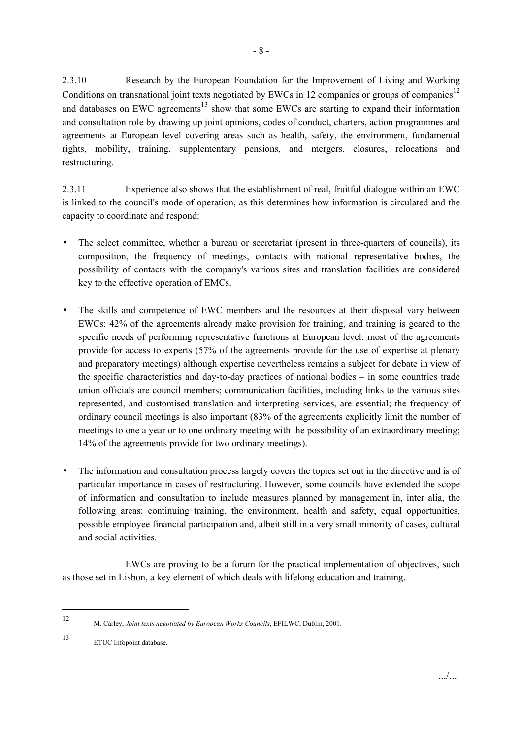2.3.10 Research by the European Foundation for the Improvement of Living and Working Conditions on transnational joint texts negotiated by EWCs in 12 companies or groups of companies[12] and databases on EWC agreements[13] show that some EWCs are starting to expand their information and consultation role by drawing up joint opinions, codes of conduct, charters, action programmes and agreements at European level covering areas such as health, safety, the environment, fundamental rights, mobility, training, supplementary pensions, and mergers, closures, relocations and restructuring.

2.3.11 Experience also shows that the establishment of real, fruitful dialogue within an EWC is linked to the council's mode of operation, as this determines how information is circulated and the capacity to coordinate and respond:

- The select committee, whether a bureau or secretariat (present in three-quarters of councils), its composition, the frequency of meetings, contacts with national representative bodies, the possibility of contacts with the company's various sites and translation facilities are considered key to the effective operation of EMCs.

- The skills and competence of EWC members and the resources at their disposal vary between EWCs: 42% of the agreements already make provision for training, and training is geared to the specific needs of performing representative functions at European level; most of the agreements provide for access to experts (57% of the agreements provide for the use of expertise at plenary and preparatory meetings) although expertise nevertheless remains a subject for debate in view of the specific characteristics and day-to-day practices of national bodies – in some countries trade union officials are council members; communication facilities, including links to the various sites represented, and customised translation and interpreting services, are essential; the frequency of ordinary council meetings is also important (83% of the agreements explicitly limit the number of meetings to one a year or to one ordinary meeting with the possibility of an extraordinary meeting; 14% of the agreements provide for two ordinary meetings).

- The information and consultation process largely covers the topics set out in the directive and is of particular importance in cases of restructuring. However, some councils have extended the scope of information and consultation to include measures planned by management in, inter alia, the following areas: continuing training, the environment, health and safety, equal opportunities, possible employee financial participation and, albeit still in a very small minority of cases, cultural and social activities.

EWCs are proving to be a forum for the practical implementation of objectives, such as those set in Lisbon, a key element of which deals with lifelong education and training.

---

[12] M. Carley, *Joint texts negotiated by European Works Councils*, EFILWC, Dublin, 2001.

[13] ETUC Infopoint database.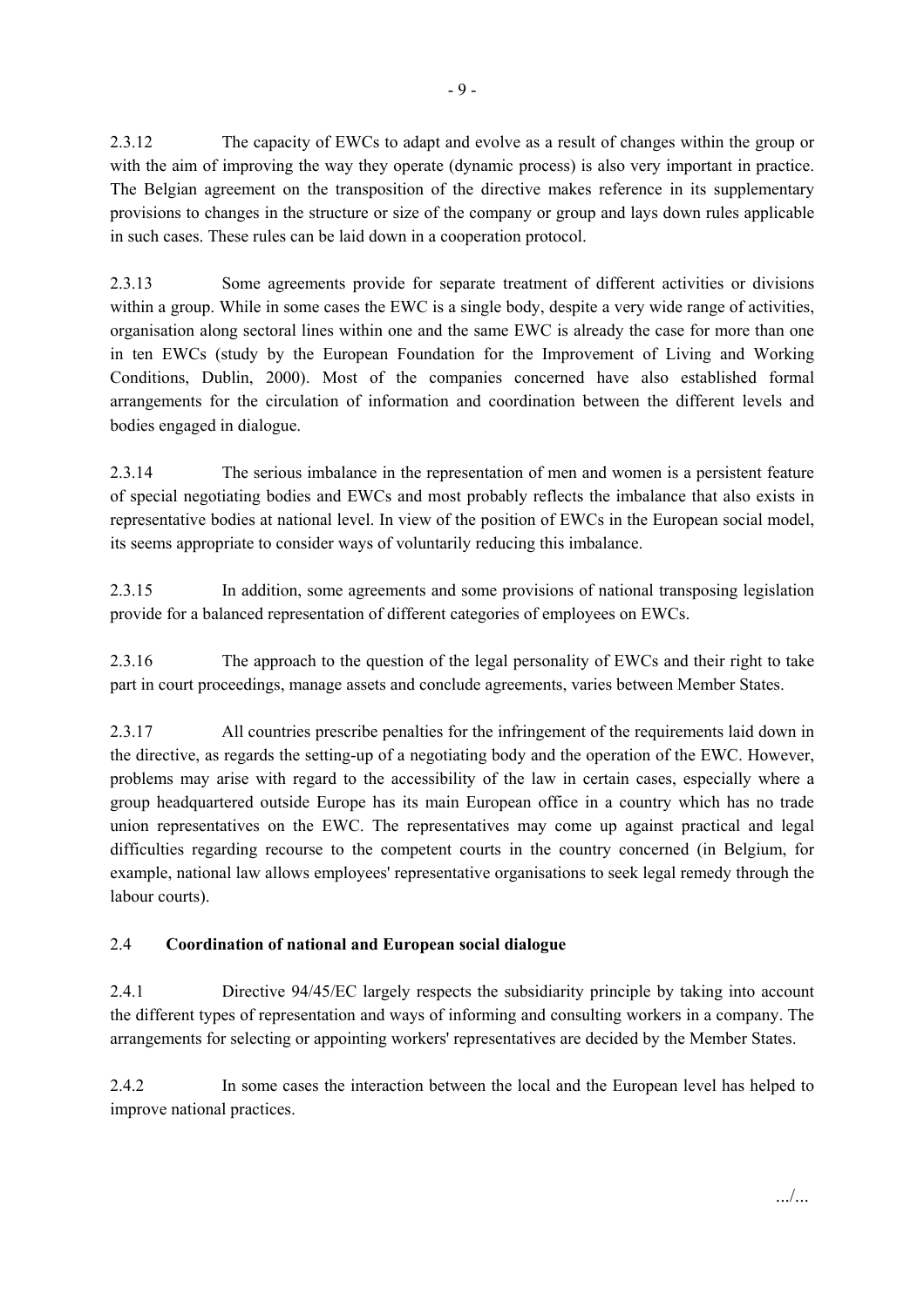2.3.12 The capacity of EWCs to adapt and evolve as a result of changes within the group or with the aim of improving the way they operate (dynamic process) is also very important in practice. The Belgian agreement on the transposition of the directive makes reference in its supplementary provisions to changes in the structure or size of the company or group and lays down rules applicable in such cases. These rules can be laid down in a cooperation protocol.

2.3.13 Some agreements provide for separate treatment of different activities or divisions within a group. While in some cases the EWC is a single body, despite a very wide range of activities, organisation along sectoral lines within one and the same EWC is already the case for more than one in ten EWCs (study by the European Foundation for the Improvement of Living and Working Conditions, Dublin, 2000). Most of the companies concerned have also established formal arrangements for the circulation of information and coordination between the different levels and bodies engaged in dialogue.

2.3.14 The serious imbalance in the representation of men and women is a persistent feature of special negotiating bodies and EWCs and most probably reflects the imbalance that also exists in representative bodies at national level. In view of the position of EWCs in the European social model, its seems appropriate to consider ways of voluntarily reducing this imbalance.

2.3.15 In addition, some agreements and some provisions of national transposing legislation provide for a balanced representation of different categories of employees on EWCs.

2.3.16 The approach to the question of the legal personality of EWCs and their right to take part in court proceedings, manage assets and conclude agreements, varies between Member States.

2.3.17 All countries prescribe penalties for the infringement of the requirements laid down in the directive, as regards the setting-up of a negotiating body and the operation of the EWC. However, problems may arise with regard to the accessibility of the law in certain cases, especially where a group headquartered outside Europe has its main European office in a country which has no trade union representatives on the EWC. The representatives may come up against practical and legal difficulties regarding recourse to the competent courts in the country concerned (in Belgium, for example, national law allows employees' representative organisations to seek legal remedy through the labour courts).

## 2.4 Coordination of national and European social dialogue

2.4.1 Directive 94/45/EC largely respects the subsidiarity principle by taking into account the different types of representation and ways of informing and consulting workers in a company. The arrangements for selecting or appointing workers' representatives are decided by the Member States.

2.4.2 In some cases the interaction between the local and the European level has helped to improve national practices.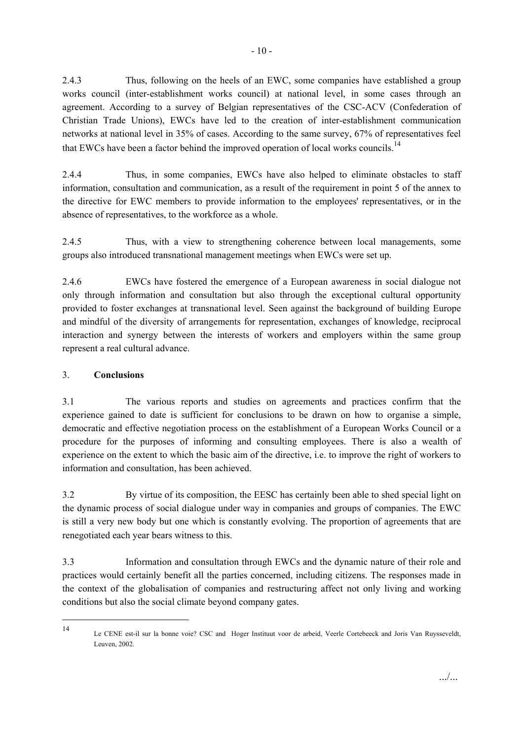2.4.3 Thus, following on the heels of an EWC, some companies have established a group works council (inter-establishment works council) at national level, in some cases through an agreement. According to a survey of Belgian representatives of the CSC-ACV (Confederation of Christian Trade Unions), EWCs have led to the creation of inter-establishment communication networks at national level in 35% of cases. According to the same survey, 67% of representatives feel that EWCs have been a factor behind the improved operation of local works councils.[14]

2.4.4 Thus, in some companies, EWCs have also helped to eliminate obstacles to staff information, consultation and communication, as a result of the requirement in point 5 of the annex to the directive for EWC members to provide information to the employees' representatives, or in the absence of representatives, to the workforce as a whole.

2.4.5 Thus, with a view to strengthening coherence between local managements, some groups also introduced transnational management meetings when EWCs were set up.

2.4.6 EWCs have fostered the emergence of a European awareness in social dialogue not only through information and consultation but also through the exceptional cultural opportunity provided to foster exchanges at transnational level. Seen against the background of building Europe and mindful of the diversity of arrangements for representation, exchanges of knowledge, reciprocal interaction and synergy between the interests of workers and employers within the same group represent a real cultural advance.

## 3. **Conclusions**

3.1 The various reports and studies on agreements and practices confirm that the experience gained to date is sufficient for conclusions to be drawn on how to organise a simple, democratic and effective negotiation process on the establishment of a European Works Council or a procedure for the purposes of informing and consulting employees. There is also a wealth of experience on the extent to which the basic aim of the directive, i.e. to improve the right of workers to information and consultation, has been achieved.

3.2 By virtue of its composition, the EESC has certainly been able to shed special light on the dynamic process of social dialogue under way in companies and groups of companies. The EWC is still a very new body but one which is constantly evolving. The proportion of agreements that are renegotiated each year bears witness to this.

3.3 Information and consultation through EWCs and the dynamic nature of their role and practices would certainly benefit all the parties concerned, including citizens. The responses made in the context of the globalisation of companies and restructuring affect not only living and working conditions but also the social climate beyond company gates.

---

[14] Le CENE est-il sur la bonne voie? CSC and Hoger Instituut voor de arbeid, Veerle Cortebeeck and Joris Van Ruysseveldt, Leuven, 2002.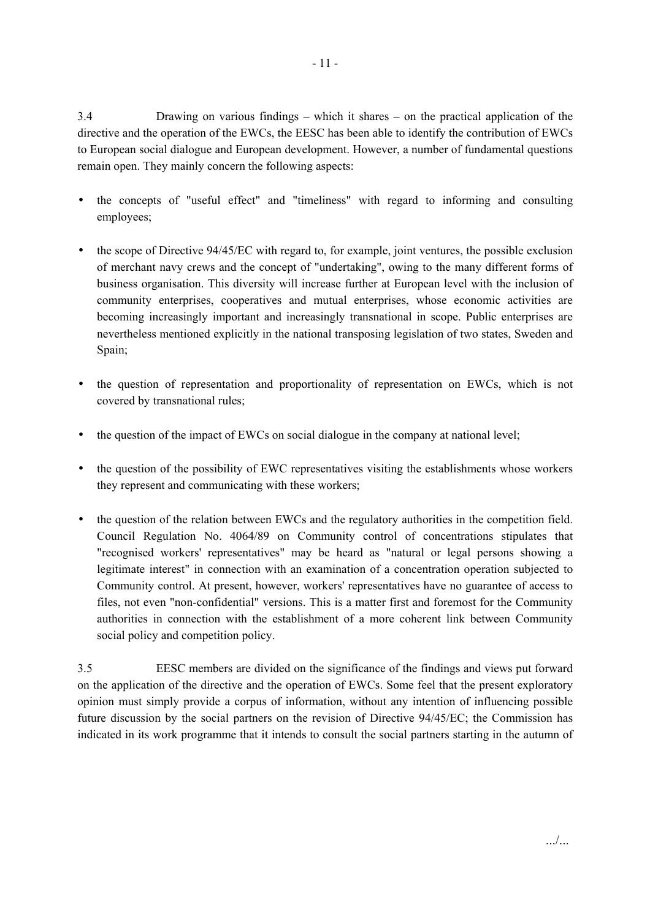3.4 Drawing on various findings – which it shares – on the practical application of the directive and the operation of the EWCs, the EESC has been able to identify the contribution of EWCs to European social dialogue and European development. However, a number of fundamental questions remain open. They mainly concern the following aspects:

- the concepts of "useful effect" and "timeliness" with regard to informing and consulting employees;
- the scope of Directive 94/45/EC with regard to, for example, joint ventures, the possible exclusion of merchant navy crews and the concept of "undertaking", owing to the many different forms of business organisation. This diversity will increase further at European level with the inclusion of community enterprises, cooperatives and mutual enterprises, whose economic activities are becoming increasingly important and increasingly transnational in scope. Public enterprises are nevertheless mentioned explicitly in the national transposing legislation of two states, Sweden and Spain;
- the question of representation and proportionality of representation on EWCs, which is not covered by transnational rules;
- the question of the impact of EWCs on social dialogue in the company at national level;
- the question of the possibility of EWC representatives visiting the establishments whose workers they represent and communicating with these workers;
- the question of the relation between EWCs and the regulatory authorities in the competition field. Council Regulation No. 4064/89 on Community control of concentrations stipulates that "recognised workers' representatives" may be heard as "natural or legal persons showing a legitimate interest" in connection with an examination of a concentration operation subjected to Community control. At present, however, workers' representatives have no guarantee of access to files, not even "non-confidential" versions. This is a matter first and foremost for the Community authorities in connection with the establishment of a more coherent link between Community social policy and competition policy.

3.5 EESC members are divided on the significance of the findings and views put forward on the application of the directive and the operation of EWCs. Some feel that the present exploratory opinion must simply provide a corpus of information, without any intention of influencing possible future discussion by the social partners on the revision of Directive 94/45/EC; the Commission has indicated in its work programme that it intends to consult the social partners starting in the autumn of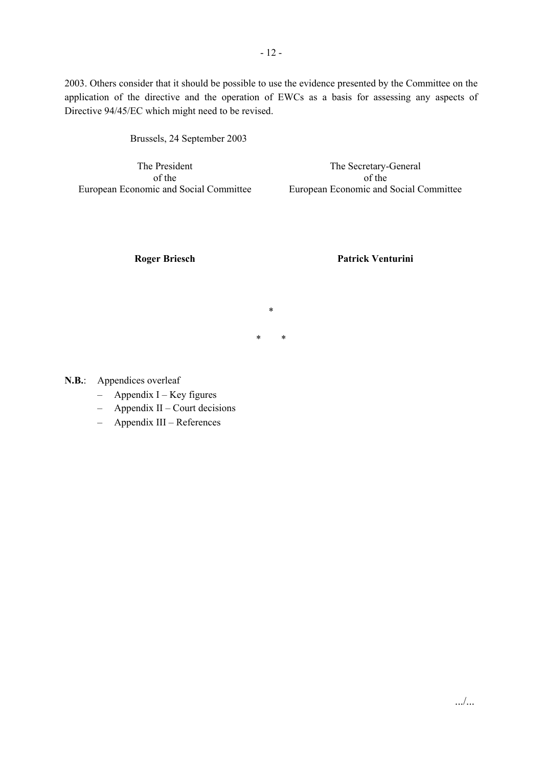2003. Others consider that it should be possible to use the evidence presented by the Committee on the application of the directive and the operation of EWCs as a basis for assessing any aspects of Directive 94/45/EC which might need to be revised.

Brussels, 24 September 2003

| The President of the European Economic and Social Committee | The Secretary-General of the European Economic and Social Committee |
|---|---|
| **Roger Briesch** | **Patrick Venturini** |

*

\*   *

**N.B.**: Appendices overleaf

- Appendix I – Key figures
- Appendix II – Court decisions
- Appendix III – References

.../...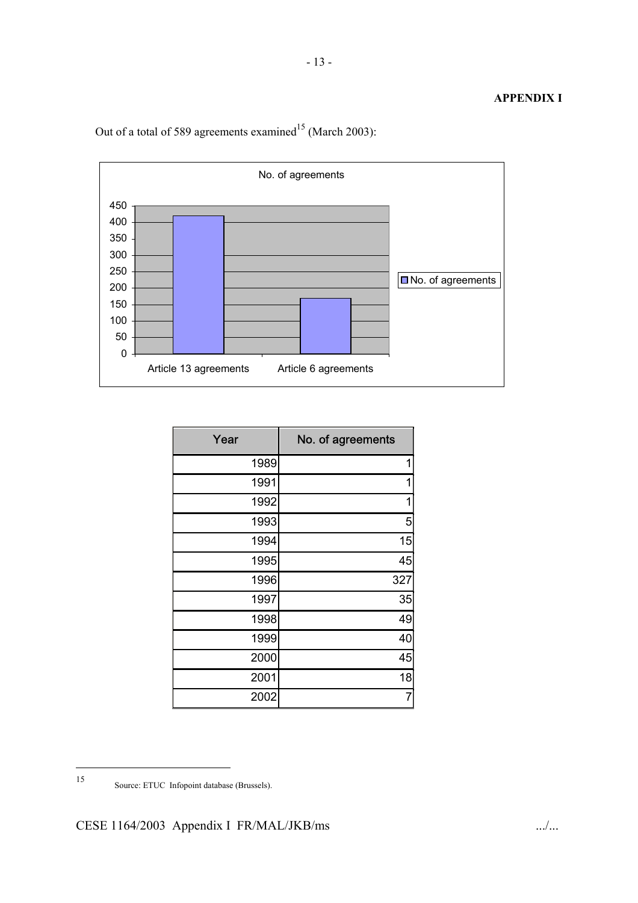**APPENDIX I**

Out of a total of 589 agreements examined[15] (March 2003):

No. of agreements

| | No. of agreements |
|---|---|
| Article 13 agreements | ~420 |
| Article 6 agreements | ~170 |

| Year | No. of agreements |
|---|---|
| 1989 | 1 |
| 1991 | 1 |
| 1992 | 1 |
| 1993 | 5 |
| 1994 | 15 |
| 1995 | 45 |
| 1996 | 327 |
| 1997 | 35 |
| 1998 | 49 |
| 1999 | 40 |
| 2000 | 45 |
| 2001 | 18 |
| 2002 | 7 |

[15] Source: ETUC Infopoint database (Brussels).

CESE 1164/2003 Appendix I FR/MAL/JKB/ms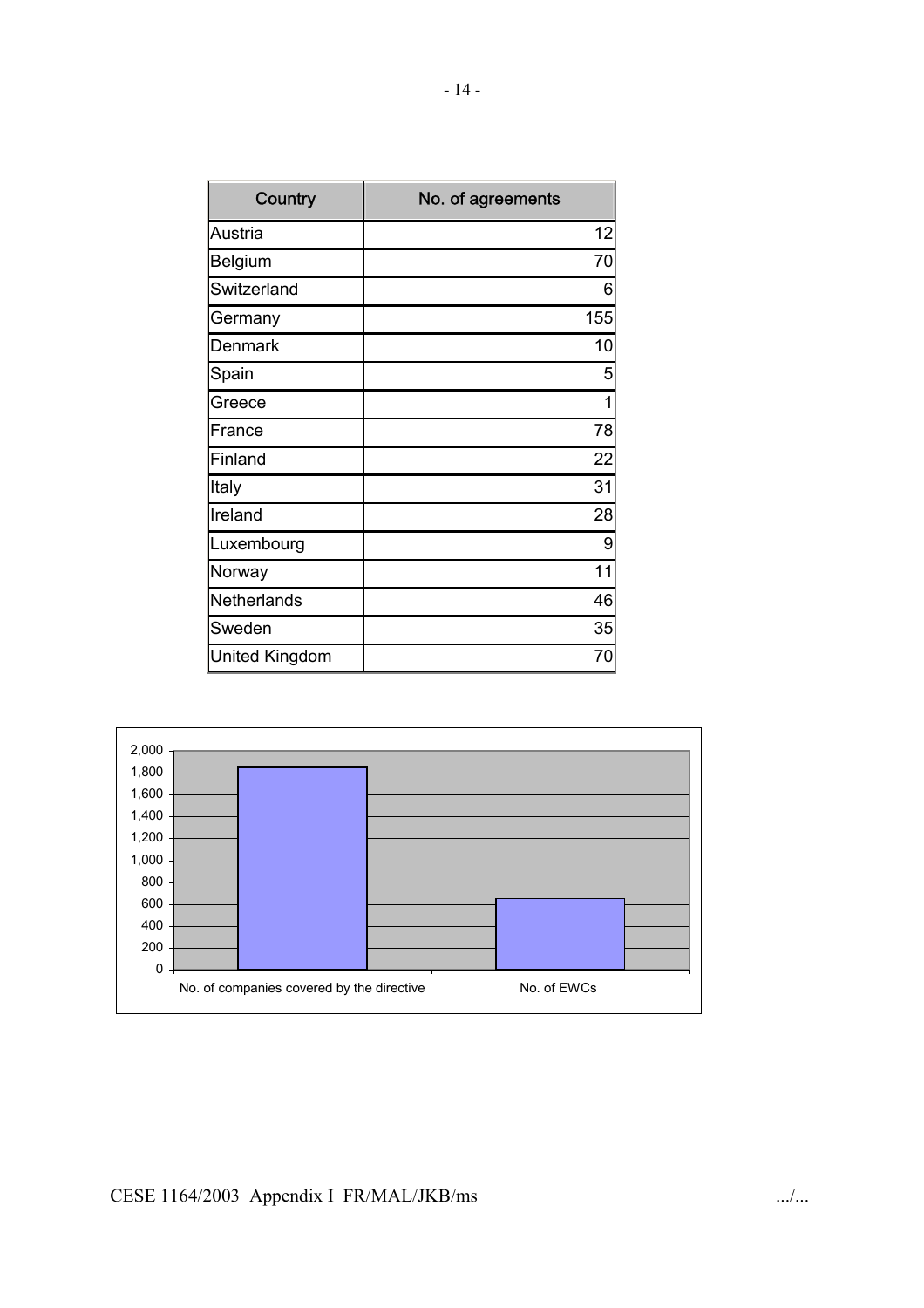| Country | No. of agreements |
|---|---|
| Austria | 12 |
| Belgium | 70 |
| Switzerland | 6 |
| Germany | 155 |
| Denmark | 10 |
| Spain | 5 |
| Greece | 1 |
| France | 78 |
| Finland | 22 |
| Italy | 31 |
| Ireland | 28 |
| Luxembourg | 9 |
| Norway | 11 |
| Netherlands | 46 |
| Sweden | 35 |
| United Kingdom | 70 |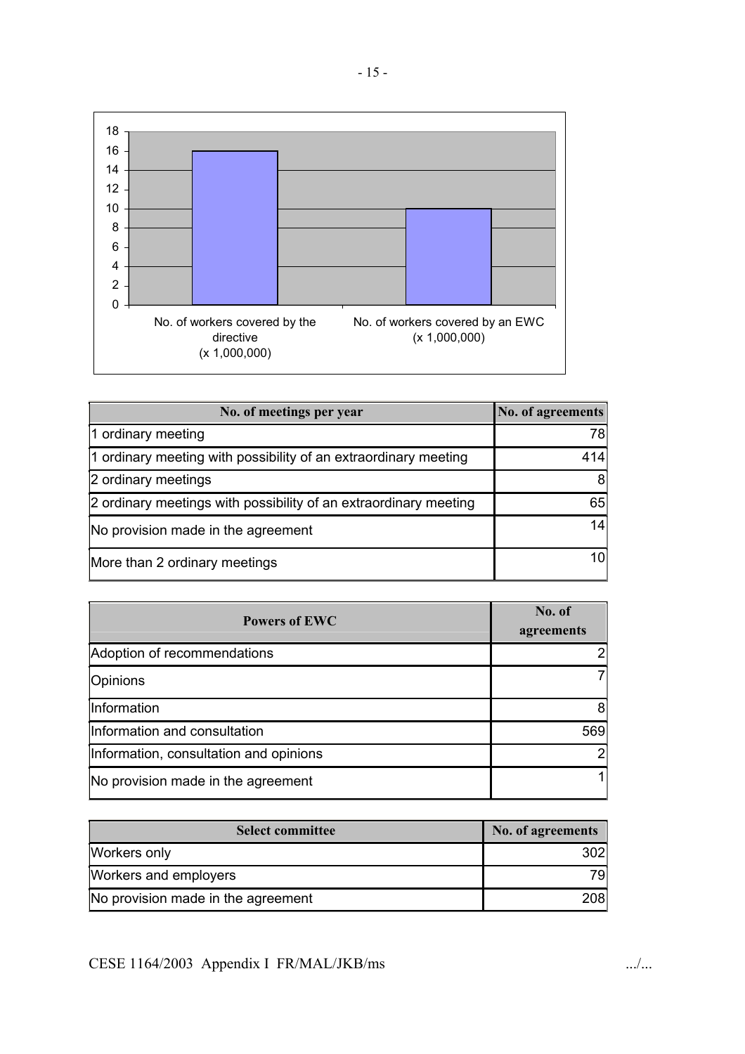No. of workers covered by the directive (x 1,000,000)

No. of workers covered by an EWC (x 1,000,000)

| No. of meetings per year | No. of agreements |
|---|---|
| 1 ordinary meeting | 78 |
| 1 ordinary meeting with possibility of an extraordinary meeting | 414 |
| 2 ordinary meetings | 8 |
| 2 ordinary meetings with possibility of an extraordinary meeting | 65 |
| No provision made in the agreement | 14 |
| More than 2 ordinary meetings | 10 |

| Powers of EWC | No. of agreements |
|---|---|
| Adoption of recommendations | 2 |
| Opinions | 7 |
| Information | 8 |
| Information and consultation | 569 |
| Information, consultation and opinions | 2 |
| No provision made in the agreement | 1 |

| Select committee | No. of agreements |
|---|---|
| Workers only | 302 |
| Workers and employers | 79 |
| No provision made in the agreement | 208 |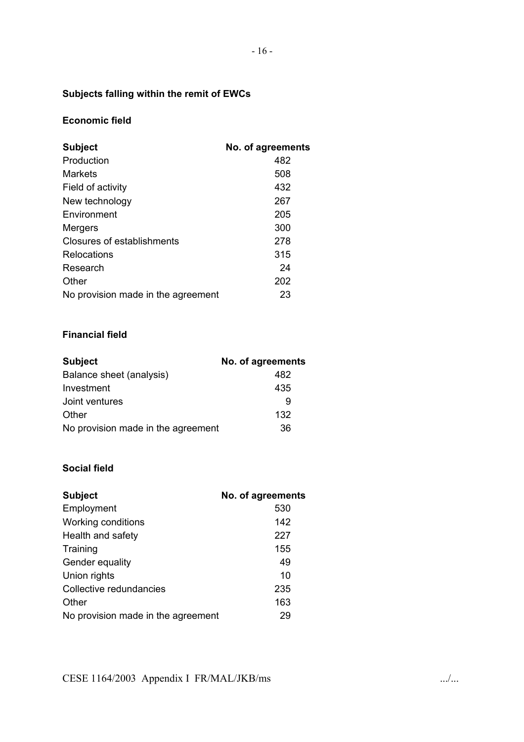## Subjects falling within the remit of EWCs

### Economic field

| Subject | No. of agreements |
|---|---|
| Production | 482 |
| Markets | 508 |
| Field of activity | 432 |
| New technology | 267 |
| Environment | 205 |
| Mergers | 300 |
| Closures of establishments | 278 |
| Relocations | 315 |
| Research | 24 |
| Other | 202 |
| No provision made in the agreement | 23 |

### Financial field

| Subject | No. of agreements |
|---|---|
| Balance sheet (analysis) | 482 |
| Investment | 435 |
| Joint ventures | 9 |
| Other | 132 |
| No provision made in the agreement | 36 |

### Social field

| Subject | No. of agreements |
|---|---|
| Employment | 530 |
| Working conditions | 142 |
| Health and safety | 227 |
| Training | 155 |
| Gender equality | 49 |
| Union rights | 10 |
| Collective redundancies | 235 |
| Other | 163 |
| No provision made in the agreement | 29 |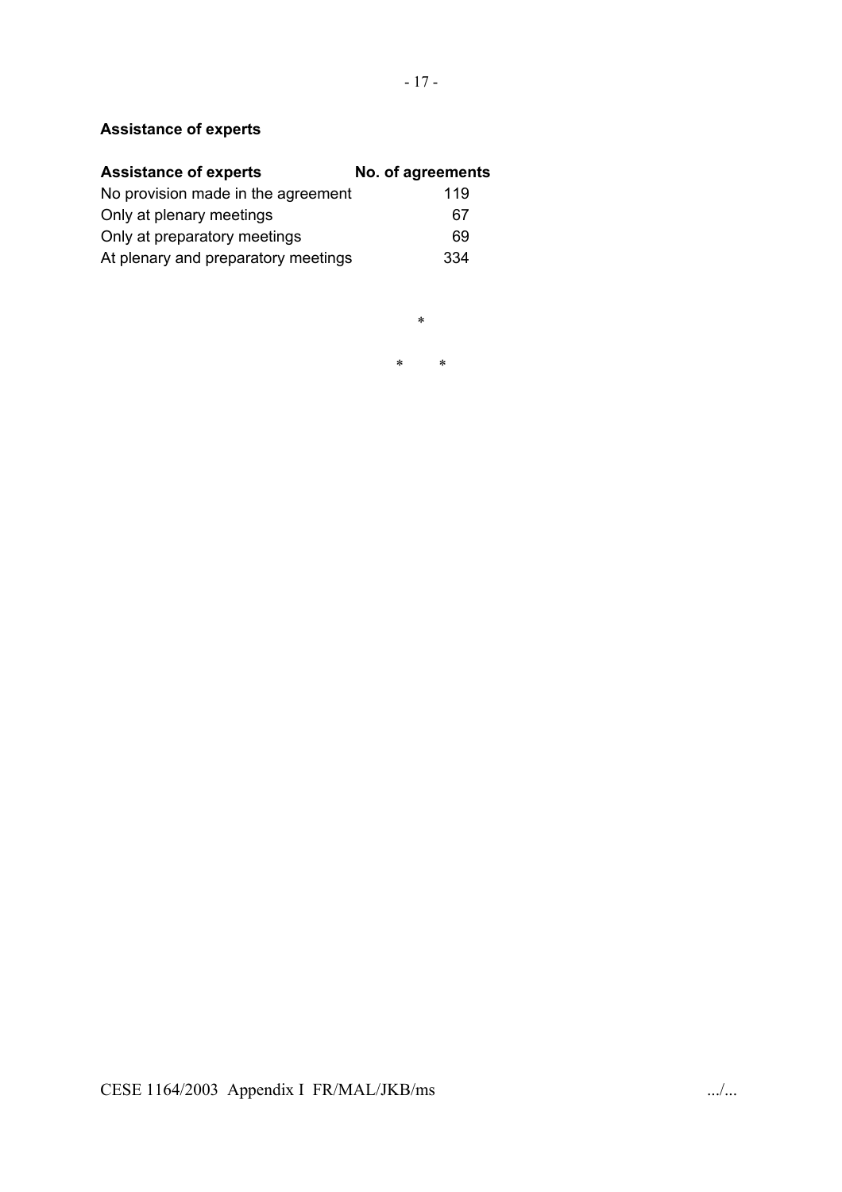**Assistance of experts**

| Assistance of experts | No. of agreements |
|---|---|
| No provision made in the agreement | 119 |
| Only at plenary meetings | 67 |
| Only at preparatory meetings | 69 |
| At plenary and preparatory meetings | 334 |

*

*        *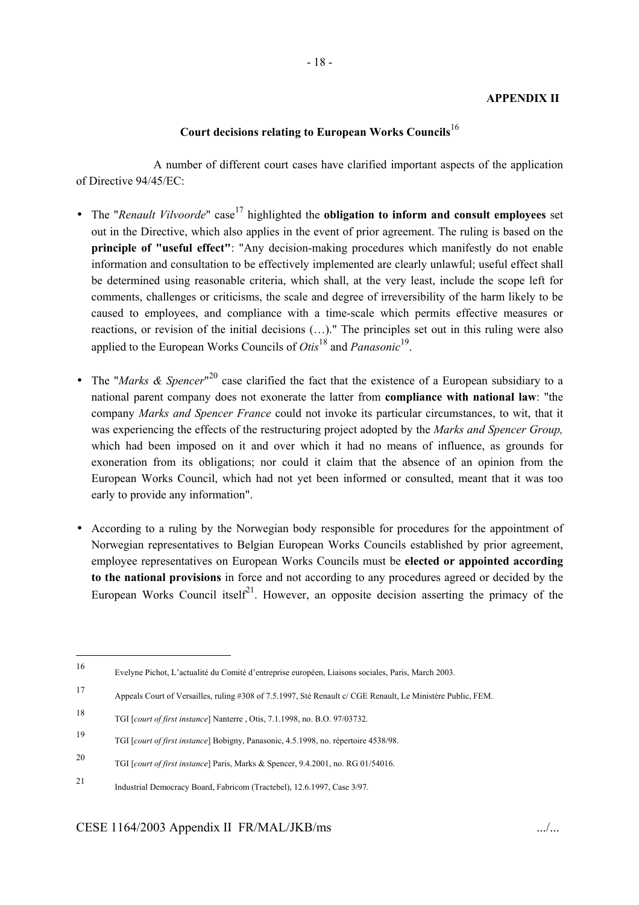**APPENDIX II**

## Court decisions relating to European Works Councils[16]

A number of different court cases have clarified important aspects of the application of Directive 94/45/EC:

- The "*Renault Vilvoorde*" case[17] highlighted the **obligation to inform and consult employees** set out in the Directive, which also applies in the event of prior agreement. The ruling is based on the **principle of "useful effect"**: "Any decision-making procedures which manifestly do not enable information and consultation to be effectively implemented are clearly unlawful; useful effect shall be determined using reasonable criteria, which shall, at the very least, include the scope left for comments, challenges or criticisms, the scale and degree of irreversibility of the harm likely to be caused to employees, and compliance with a time-scale which permits effective measures or reactions, or revision of the initial decisions (…)." The principles set out in this ruling were also applied to the European Works Councils of *Otis*[18] and *Panasonic*[19].

- The "*Marks & Spencer*"[20] case clarified the fact that the existence of a European subsidiary to a national parent company does not exonerate the latter from **compliance with national law**: "the company *Marks and Spencer France* could not invoke its particular circumstances, to wit, that it was experiencing the effects of the restructuring project adopted by the *Marks and Spencer Group,* which had been imposed on it and over which it had no means of influence, as grounds for exoneration from its obligations; nor could it claim that the absence of an opinion from the European Works Council, which had not yet been informed or consulted, meant that it was too early to provide any information".

- According to a ruling by the Norwegian body responsible for procedures for the appointment of Norwegian representatives to Belgian European Works Councils established by prior agreement, employee representatives on European Works Councils must be **elected or appointed according to the national provisions** in force and not according to any procedures agreed or decided by the European Works Council itself[21]. However, an opposite decision asserting the primacy of the

---

[16] Evelyne Pichot, L'actualité du Comité d'entreprise européen, Liaisons sociales, Paris, March 2003.

[17] Appeals Court of Versailles, ruling #308 of 7.5.1997, Sté Renault c/ CGE Renault, Le Ministère Public, FEM.

[18] TGI [*court of first instance*] Nanterre , Otis, 7.1.1998, no. B.O. 97/03732.

[19] TGI [*court of first instance*] Bobigny, Panasonic, 4.5.1998, no. répertoire 4538/98.

[20] TGI [*court of first instance*] Paris, Marks & Spencer, 9.4.2001, no. RG 01/54016.

[21] Industrial Democracy Board, Fabricom (Tractebel), 12.6.1997, Case 3/97.

CESE 1164/2003 Appendix II FR/MAL/JKB/ms .../...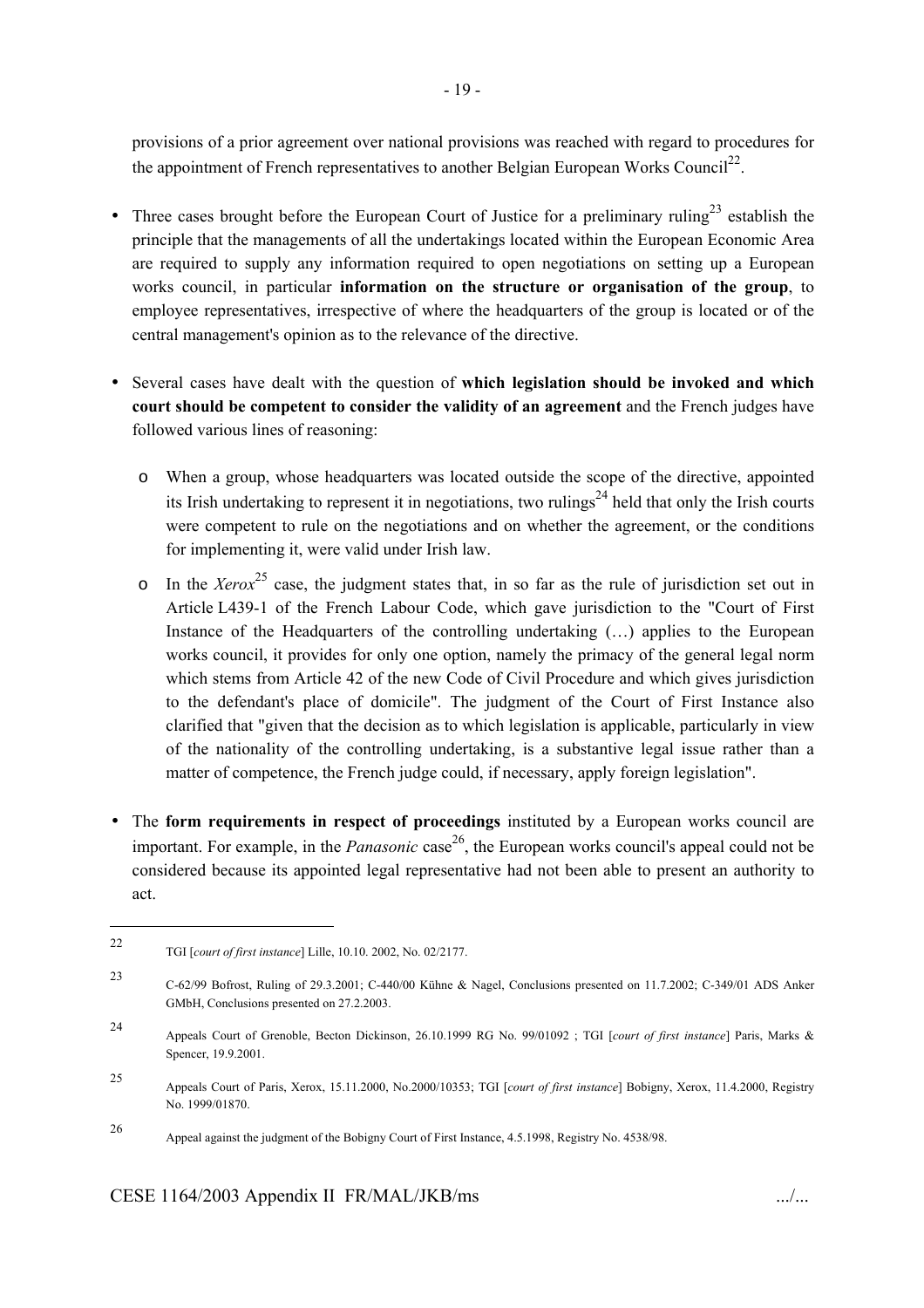provisions of a prior agreement over national provisions was reached with regard to procedures for the appointment of French representatives to another Belgian European Works Council[22].

- Three cases brought before the European Court of Justice for a preliminary ruling[23] establish the principle that the managements of all the undertakings located within the European Economic Area are required to supply any information required to open negotiations on setting up a European works council, in particular **information on the structure or organisation of the group**, to employee representatives, irrespective of where the headquarters of the group is located or of the central management's opinion as to the relevance of the directive.

- Several cases have dealt with the question of **which legislation should be invoked and which court should be competent to consider the validity of an agreement** and the French judges have followed various lines of reasoning:

  - When a group, whose headquarters was located outside the scope of the directive, appointed its Irish undertaking to represent it in negotiations, two rulings[24] held that only the Irish courts were competent to rule on the negotiations and on whether the agreement, or the conditions for implementing it, were valid under Irish law.

  - In the *Xerox*[25] case, the judgment states that, in so far as the rule of jurisdiction set out in Article L439-1 of the French Labour Code, which gave jurisdiction to the "Court of First Instance of the Headquarters of the controlling undertaking (…) applies to the European works council, it provides for only one option, namely the primacy of the general legal norm which stems from Article 42 of the new Code of Civil Procedure and which gives jurisdiction to the defendant's place of domicile". The judgment of the Court of First Instance also clarified that "given that the decision as to which legislation is applicable, particularly in view of the nationality of the controlling undertaking, is a substantive legal issue rather than a matter of competence, the French judge could, if necessary, apply foreign legislation".

- The **form requirements in respect of proceedings** instituted by a European works council are important. For example, in the *Panasonic* case[26], the European works council's appeal could not be considered because its appointed legal representative had not been able to present an authority to act.

---

[22] TGI [*court of first instance*] Lille, 10.10. 2002, No. 02/2177.

[23] C-62/99 Bofrost, Ruling of 29.3.2001; C-440/00 Kühne & Nagel, Conclusions presented on 11.7.2002; C-349/01 ADS Anker GmbH, Conclusions presented on 27.2.2003.

[24] Appeals Court of Grenoble, Becton Dickinson, 26.10.1999 RG No. 99/01092 ; TGI [*court of first instance*] Paris, Marks & Spencer, 19.9.2001.

[25] Appeals Court of Paris, Xerox, 15.11.2000, No.2000/10353; TGI [*court of first instance*] Bobigny, Xerox, 11.4.2000, Registry No. 1999/01870.

[26] Appeal against the judgment of the Bobigny Court of First Instance, 4.5.1998, Registry No. 4538/98.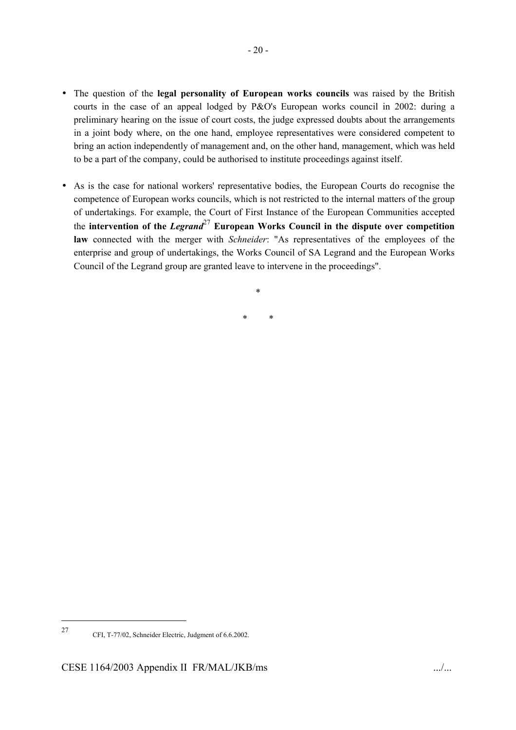- The question of the **legal personality of European works councils** was raised by the British courts in the case of an appeal lodged by P&O's European works council in 2002: during a preliminary hearing on the issue of court costs, the judge expressed doubts about the arrangements in a joint body where, on the one hand, employee representatives were considered competent to bring an action independently of management and, on the other hand, management, which was held to be a part of the company, could be authorised to institute proceedings against itself.

- As is the case for national workers' representative bodies, the European Courts do recognise the competence of European works councils, which is not restricted to the internal matters of the group of undertakings. For example, the Court of First Instance of the European Communities accepted the **intervention of the *Legrand*[27] European Works Council in the dispute over competition law** connected with the merger with *Schneider*: "As representatives of the employees of the enterprise and group of undertakings, the Works Council of SA Legrand and the European Works Council of the Legrand group are granted leave to intervene in the proceedings".

\*

\* \*

---

27 CFI, T-77/02, Schneider Electric, Judgment of 6.6.2002.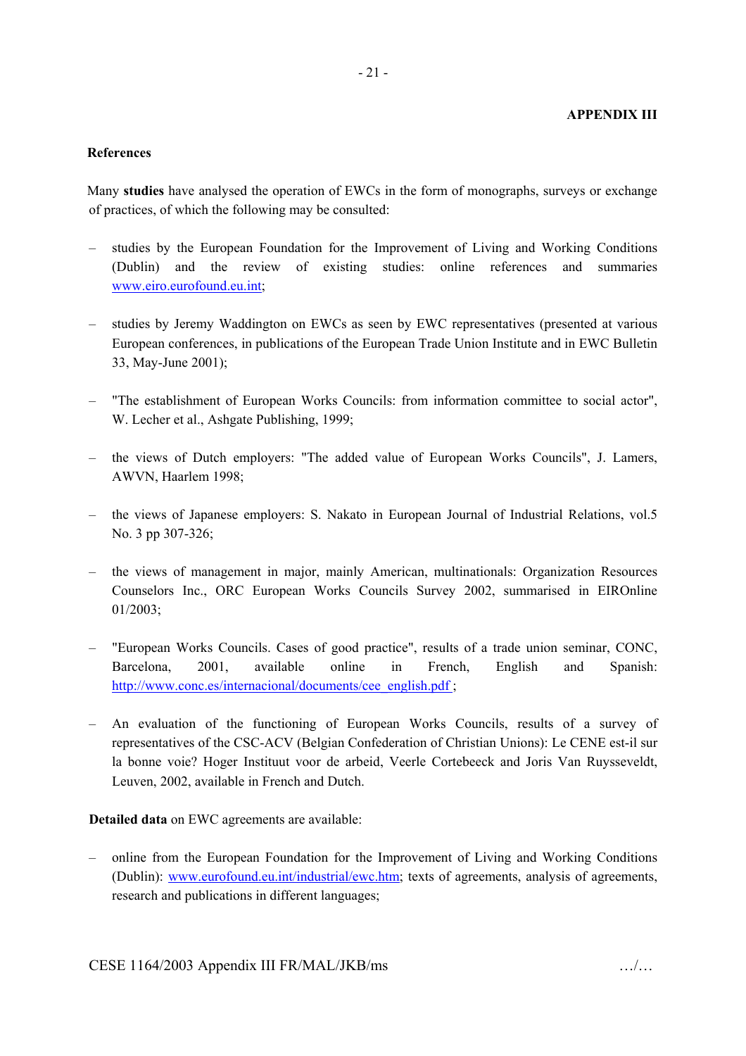**APPENDIX III**

**References**

Many **studies** have analysed the operation of EWCs in the form of monographs, surveys or exchange of practices, of which the following may be consulted:

- studies by the European Foundation for the Improvement of Living and Working Conditions (Dublin) and the review of existing studies: online references and summaries www.eiro.eurofound.eu.int;

- studies by Jeremy Waddington on EWCs as seen by EWC representatives (presented at various European conferences, in publications of the European Trade Union Institute and in EWC Bulletin 33, May-June 2001);

- "The establishment of European Works Councils: from information committee to social actor", W. Lecher et al., Ashgate Publishing, 1999;

- the views of Dutch employers: "The added value of European Works Councils", J. Lamers, AWVN, Haarlem 1998;

- the views of Japanese employers: S. Nakato in European Journal of Industrial Relations, vol.5 No. 3 pp 307-326;

- the views of management in major, mainly American, multinationals: Organization Resources Counselors Inc., ORC European Works Councils Survey 2002, summarised in EIROnline 01/2003;

- "European Works Councils. Cases of good practice", results of a trade union seminar, CONC, Barcelona, 2001, available online in French, English and Spanish: http://www.conc.es/internacional/documents/cee_english.pdf ;

- An evaluation of the functioning of European Works Councils, results of a survey of representatives of the CSC-ACV (Belgian Confederation of Christian Unions): Le CENE est-il sur la bonne voie? Hoger Instituut voor de arbeid, Veerle Cortebeeck and Joris Van Ruysseveldt, Leuven, 2002, available in French and Dutch.

**Detailed data** on EWC agreements are available:

- online from the European Foundation for the Improvement of Living and Working Conditions (Dublin): www.eurofound.eu.int/industrial/ewc.htm; texts of agreements, analysis of agreements, research and publications in different languages;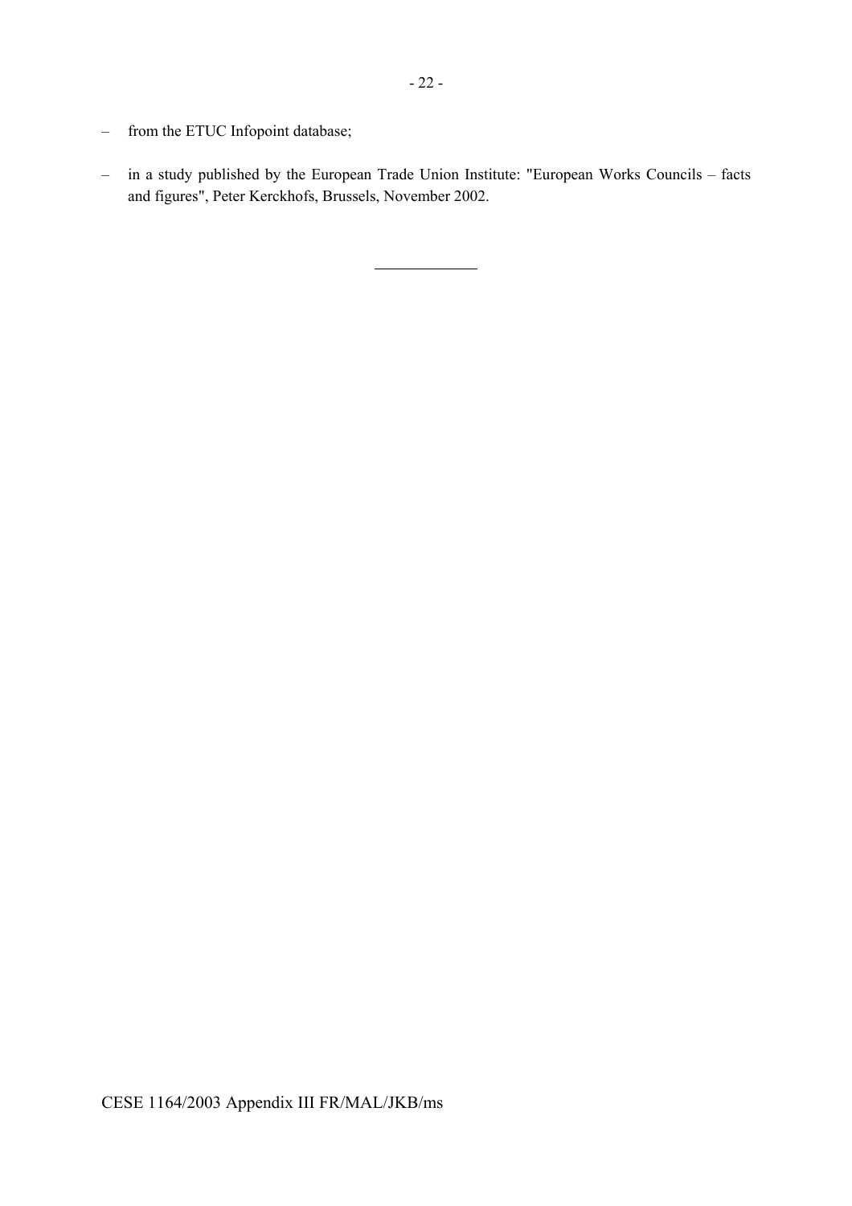- from the ETUC Infopoint database;
- in a study published by the European Trade Union Institute: "European Works Councils – facts and figures", Peter Kerckhofs, Brussels, November 2002.